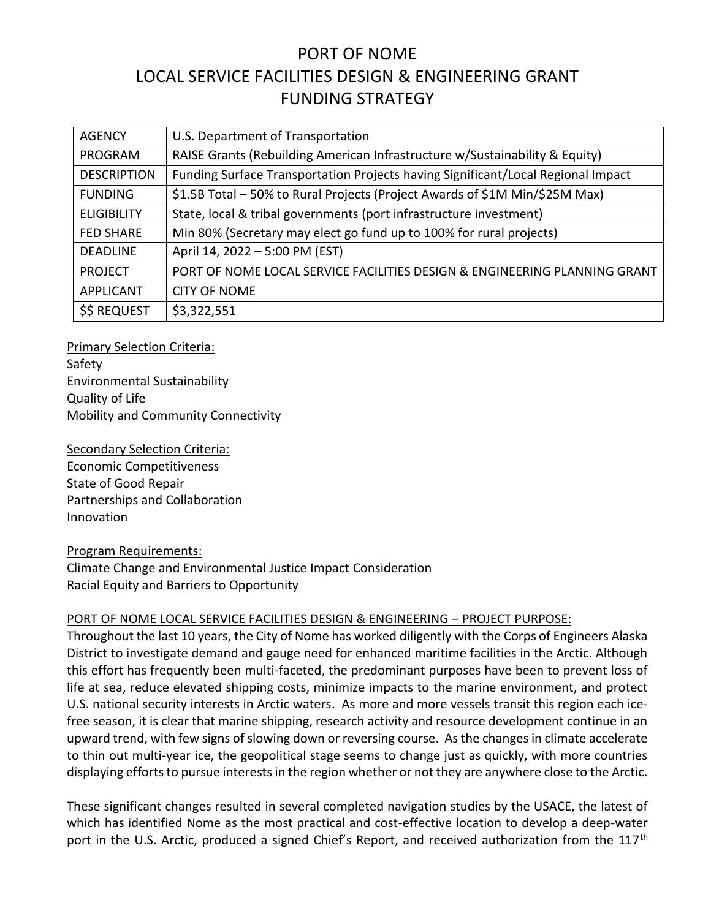# PORT OF NOME
# LOCAL SERVICE FACILITIES DESIGN & ENGINEERING GRANT
# FUNDING STRATEGY

| | |
|---|---|
| AGENCY | U.S. Department of Transportation |
| PROGRAM | RAISE Grants (Rebuilding American Infrastructure w/Sustainability & Equity) |
| DESCRIPTION | Funding Surface Transportation Projects having Significant/Local Regional Impact |
| FUNDING | $1.5B Total – 50% to Rural Projects (Project Awards of $1M Min/$25M Max) |
| ELIGIBILITY | State, local & tribal governments (port infrastructure investment) |
| FED SHARE | Min 80% (Secretary may elect go fund up to 100% for rural projects) |
| DEADLINE | April 14, 2022 – 5:00 PM (EST) |
| PROJECT | PORT OF NOME LOCAL SERVICE FACILITIES DESIGN & ENGINEERING PLANNING GRANT |
| APPLICANT | CITY OF NOME |
| $$ REQUEST | $3,322,551 |

<u>Primary Selection Criteria:</u>
Safety
Environmental Sustainability
Quality of Life
Mobility and Community Connectivity

<u>Secondary Selection Criteria:</u>
Economic Competitiveness
State of Good Repair
Partnerships and Collaboration
Innovation

<u>Program Requirements:</u>
Climate Change and Environmental Justice Impact Consideration
Racial Equity and Barriers to Opportunity

<u>PORT OF NOME LOCAL SERVICE FACILITIES DESIGN & ENGINEERING – PROJECT PURPOSE:</u>

Throughout the last 10 years, the City of Nome has worked diligently with the Corps of Engineers Alaska District to investigate demand and gauge need for enhanced maritime facilities in the Arctic. Although this effort has frequently been multi-faceted, the predominant purposes have been to prevent loss of life at sea, reduce elevated shipping costs, minimize impacts to the marine environment, and protect U.S. national security interests in Arctic waters. As more and more vessels transit this region each ice-free season, it is clear that marine shipping, research activity and resource development continue in an upward trend, with few signs of slowing down or reversing course. As the changes in climate accelerate to thin out multi-year ice, the geopolitical stage seems to change just as quickly, with more countries displaying efforts to pursue interests in the region whether or not they are anywhere close to the Arctic.

These significant changes resulted in several completed navigation studies by the USACE, the latest of which has identified Nome as the most practical and cost-effective location to develop a deep-water port in the U.S. Arctic, produced a signed Chief's Report, and received authorization from the 117th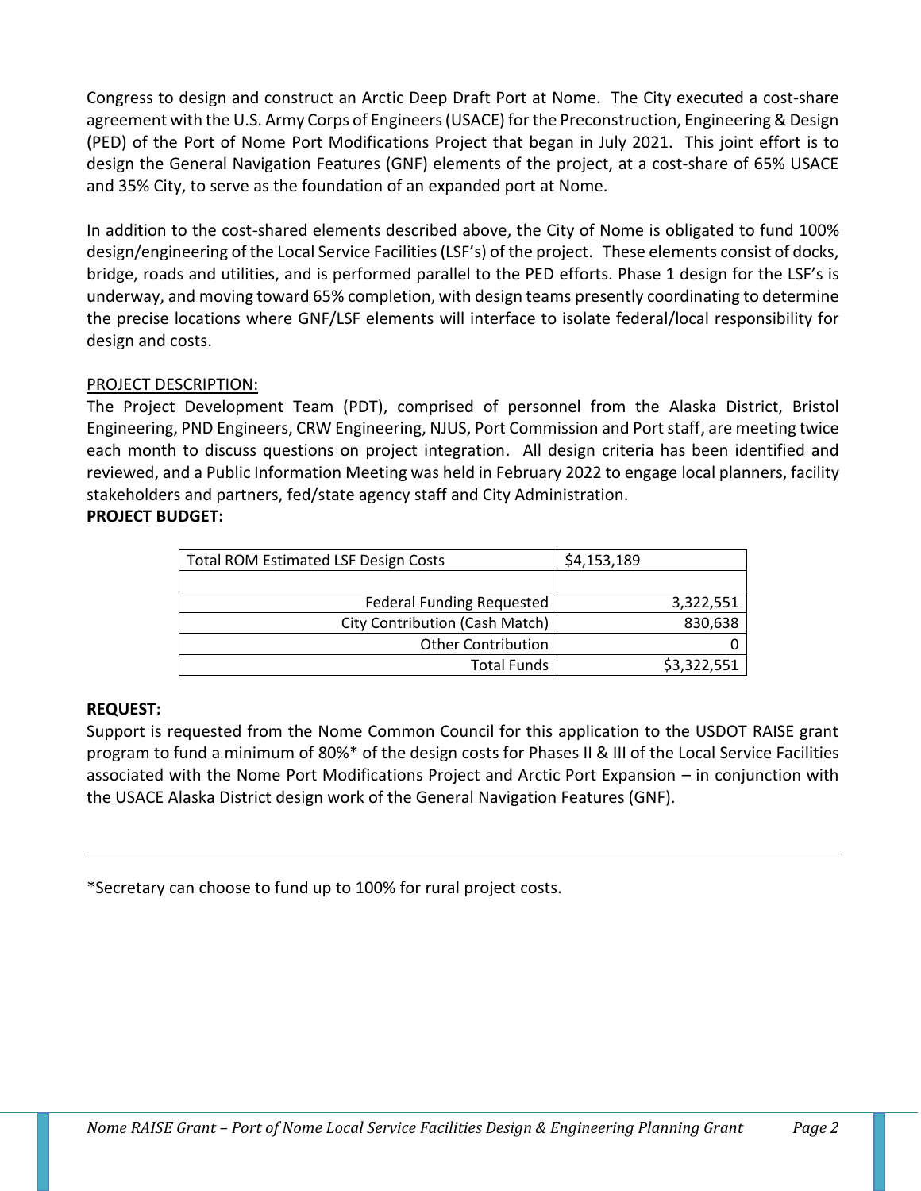Congress to design and construct an Arctic Deep Draft Port at Nome. The City executed a cost-share agreement with the U.S. Army Corps of Engineers (USACE) for the Preconstruction, Engineering & Design (PED) of the Port of Nome Port Modifications Project that began in July 2021. This joint effort is to design the General Navigation Features (GNF) elements of the project, at a cost-share of 65% USACE and 35% City, to serve as the foundation of an expanded port at Nome.

In addition to the cost-shared elements described above, the City of Nome is obligated to fund 100% design/engineering of the Local Service Facilities (LSF's) of the project. These elements consist of docks, bridge, roads and utilities, and is performed parallel to the PED efforts. Phase 1 design for the LSF's is underway, and moving toward 65% completion, with design teams presently coordinating to determine the precise locations where GNF/LSF elements will interface to isolate federal/local responsibility for design and costs.

PROJECT DESCRIPTION:

The Project Development Team (PDT), comprised of personnel from the Alaska District, Bristol Engineering, PND Engineers, CRW Engineering, NJUS, Port Commission and Port staff, are meeting twice each month to discuss questions on project integration. All design criteria has been identified and reviewed, and a Public Information Meeting was held in February 2022 to engage local planners, facility stakeholders and partners, fed/state agency staff and City Administration.

**PROJECT BUDGET:**

| | |
|---|---|
| Total ROM Estimated LSF Design Costs | $4,153,189 |
| | |
| Federal Funding Requested | 3,322,551 |
| City Contribution (Cash Match) | 830,638 |
| Other Contribution | 0 |
| Total Funds | $3,322,551 |

**REQUEST:**

Support is requested from the Nome Common Council for this application to the USDOT RAISE grant program to fund a minimum of 80%* of the design costs for Phases II & III of the Local Service Facilities associated with the Nome Port Modifications Project and Arctic Port Expansion – in conjunction with the USACE Alaska District design work of the General Navigation Features (GNF).

---

*Secretary can choose to fund up to 100% for rural project costs.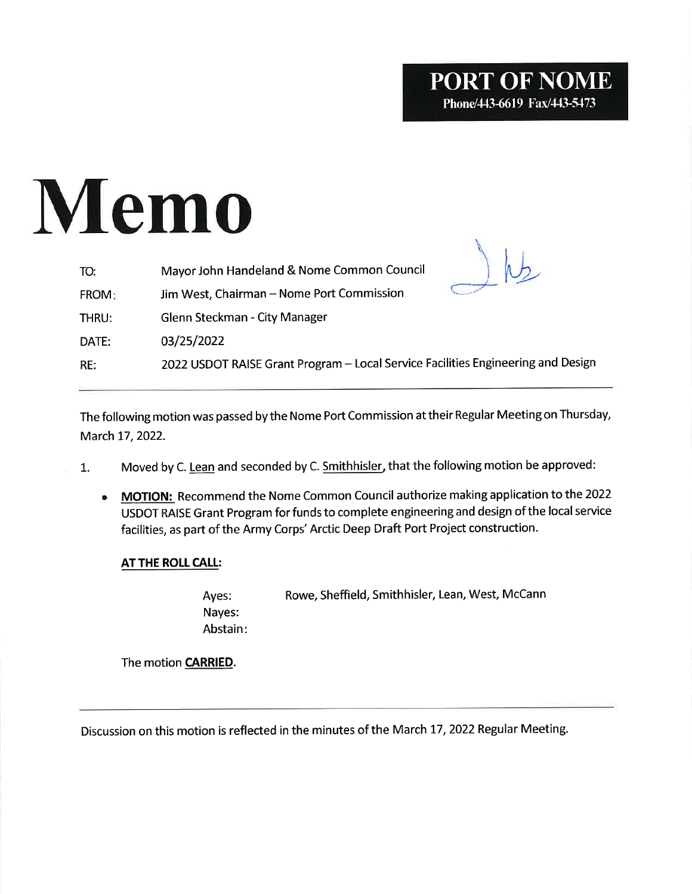**PORT OF NOME**
Phone/443-6619 Fax/443-5473

# Memo

| | |
|---|---|
| TO: | Mayor John Handeland & Nome Common Council |
| FROM: | Jim West, Chairman – Nome Port Commission |
| THRU: | Glenn Steckman - City Manager |
| DATE: | 03/25/2022 |
| RE: | 2022 USDOT RAISE Grant Program – Local Service Facilities Engineering and Design |

---

The following motion was passed by the Nome Port Commission at their Regular Meeting on Thursday, March 17, 2022.

1. Moved by C. Lean and seconded by C. Smithhisler, that the following motion be approved:

   - **MOTION:** Recommend the Nome Common Council authorize making application to the 2022 USDOT RAISE Grant Program for funds to complete engineering and design of the local service facilities, as part of the Army Corps' Arctic Deep Draft Port Project construction.

   **AT THE ROLL CALL:**

   Ayes: Rowe, Sheffield, Smithhisler, Lean, West, McCann
   Nayes:
   Abstain:

   The motion **CARRIED**.

---

Discussion on this motion is reflected in the minutes of the March 17, 2022 Regular Meeting.